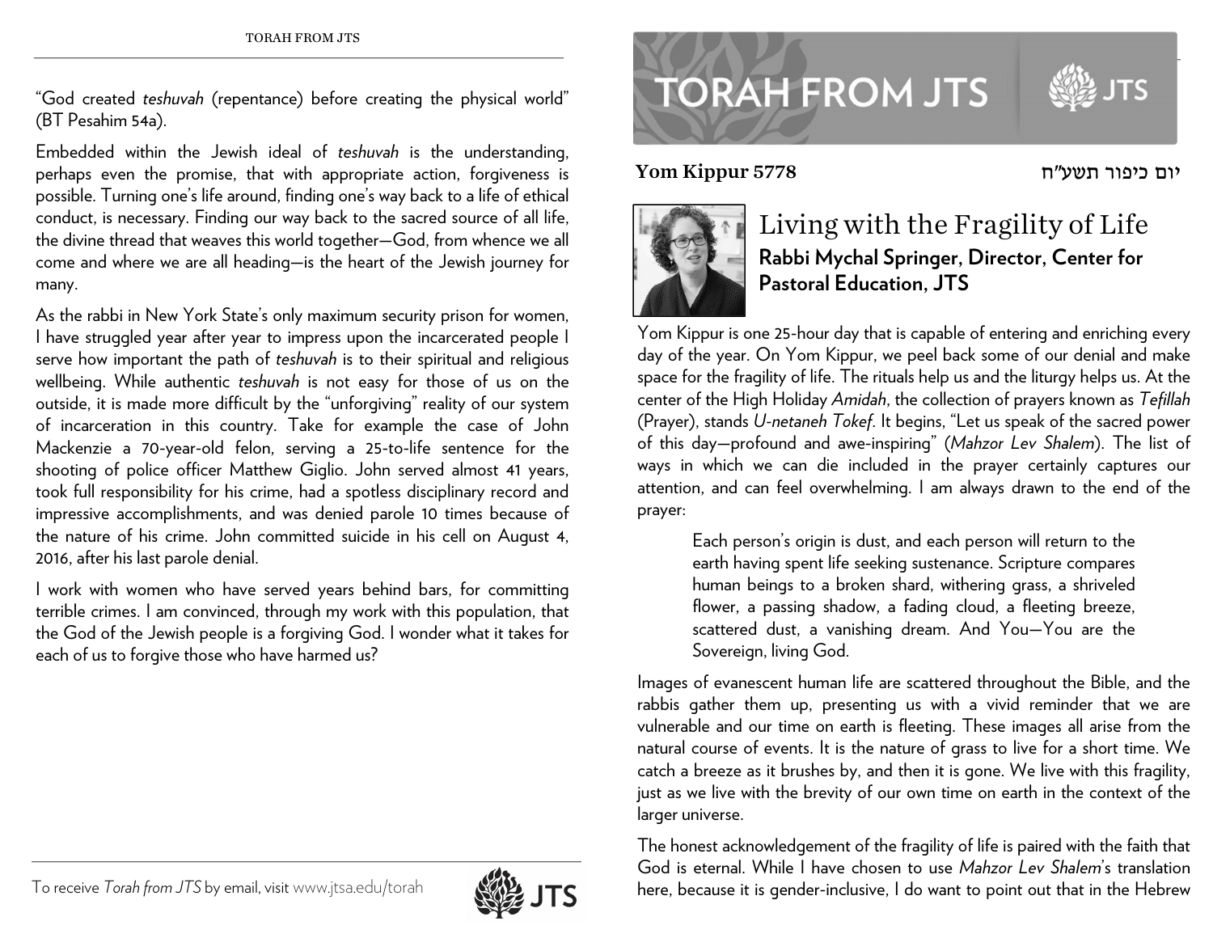# TORAH FROM JTS

**Yom Kippur 5778** יום כיפור תשע"ח

## Living with the Fragility of Life

**Rabbi Mychal Springer, Director, Center for Pastoral Education, JTS**

Yom Kippur is one 25-hour day that is capable of entering and enriching every day of the year. On Yom Kippur, we peel back some of our denial and make space for the fragility of life. The rituals help us and the liturgy helps us. At the center of the High Holiday *Amidah*, the collection of prayers known as *Tefillah* (Prayer), stands *U-netaneh Tokef*. It begins, "Let us speak of the sacred power of this day—profound and awe-inspiring" (*Mahzor Lev Shalem*). The list of ways in which we can die included in the prayer certainly captures our attention, and can feel overwhelming. I am always drawn to the end of the prayer:

> Each person's origin is dust, and each person will return to the earth having spent life seeking sustenance. Scripture compares human beings to a broken shard, withering grass, a shriveled flower, a passing shadow, a fading cloud, a fleeting breeze, scattered dust, a vanishing dream. And You—You are the Sovereign, living God.

Images of evanescent human life are scattered throughout the Bible, and the rabbis gather them up, presenting us with a vivid reminder that we are vulnerable and our time on earth is fleeting. These images all arise from the natural course of events. It is the nature of grass to live for a short time. We catch a breeze as it brushes by, and then it is gone. We live with this fragility, just as we live with the brevity of our own time on earth in the context of the larger universe.

The honest acknowledgement of the fragility of life is paired with the faith that God is eternal. While I have chosen to use *Mahzor Lev Shalem*'s translation here, because it is gender-inclusive, I do want to point out that in the Hebrew

---

"God created *teshuvah* (repentance) before creating the physical world" (BT Pesahim 54a).

Embedded within the Jewish ideal of *teshuvah* is the understanding, perhaps even the promise, that with appropriate action, forgiveness is possible. Turning one's life around, finding one's way back to a life of ethical conduct, is necessary. Finding our way back to the sacred source of all life, the divine thread that weaves this world together—God, from whence we all come and where we are all heading—is the heart of the Jewish journey for many.

As the rabbi in New York State's only maximum security prison for women, I have struggled year after year to impress upon the incarcerated people I serve how important the path of *teshuvah* is to their spiritual and religious wellbeing. While authentic *teshuvah* is not easy for those of us on the outside, it is made more difficult by the "unforgiving" reality of our system of incarceration in this country. Take for example the case of John Mackenzie a 70-year-old felon, serving a 25-to-life sentence for the shooting of police officer Matthew Giglio. John served almost 41 years, took full responsibility for his crime, had a spotless disciplinary record and impressive accomplishments, and was denied parole 10 times because of the nature of his crime. John committed suicide in his cell on August 4, 2016, after his last parole denial.

I work with women who have served years behind bars, for committing terrible crimes. I am convinced, through my work with this population, that the God of the Jewish people is a forgiving God. I wonder what it takes for each of us to forgive those who have harmed us?

To receive *Torah from JTS* by email, visit www.jtsa.edu/torah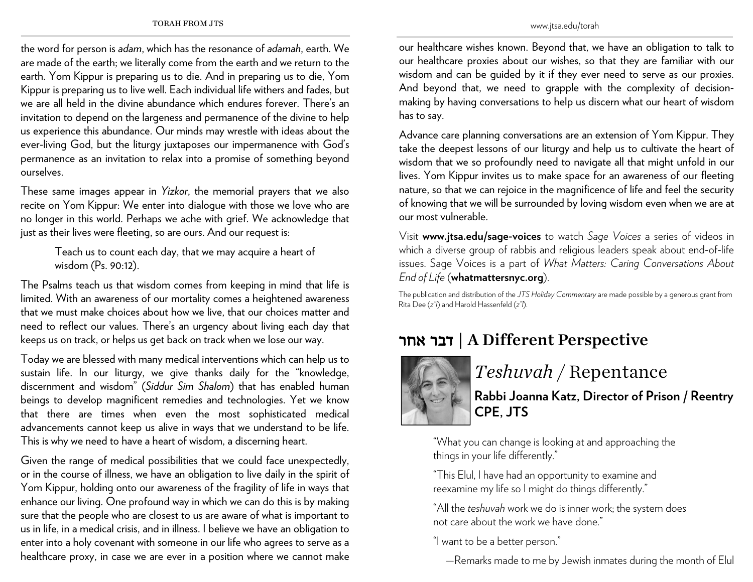the word for person is *adam*, which has the resonance of *adamah*, earth. We are made of the earth; we literally come from the earth and we return to the earth. Yom Kippur is preparing us to die. And in preparing us to die, Yom Kippur is preparing us to live well. Each individual life withers and fades, but we are all held in the divine abundance which endures forever. There's an invitation to depend on the largeness and permanence of the divine to help us experience this abundance. Our minds may wrestle with ideas about the ever-living God, but the liturgy juxtaposes our impermanence with God's permanence as an invitation to relax into a promise of something beyond ourselves.

These same images appear in *Yizkor*, the memorial prayers that we also recite on Yom Kippur: We enter into dialogue with those we love who are no longer in this world. Perhaps we ache with grief. We acknowledge that just as their lives were fleeting, so are ours. And our request is:

> Teach us to count each day, that we may acquire a heart of wisdom (Ps. 90:12).

The Psalms teach us that wisdom comes from keeping in mind that life is limited. With an awareness of our mortality comes a heightened awareness that we must make choices about how we live, that our choices matter and need to reflect our values. There's an urgency about living each day that keeps us on track, or helps us get back on track when we lose our way.

Today we are blessed with many medical interventions which can help us to sustain life. In our liturgy, we give thanks daily for the "knowledge, discernment and wisdom" (*Siddur Sim Shalom*) that has enabled human beings to develop magnificent remedies and technologies. Yet we know that there are times when even the most sophisticated medical advancements cannot keep us alive in ways that we understand to be life. This is why we need to have a heart of wisdom, a discerning heart.

Given the range of medical possibilities that we could face unexpectedly, or in the course of illness, we have an obligation to live daily in the spirit of Yom Kippur, holding onto our awareness of the fragility of life in ways that enhance our living. One profound way in which we can do this is by making sure that the people who are closest to us are aware of what is important to us in life, in a medical crisis, and in illness. I believe we have an obligation to enter into a holy covenant with someone in our life who agrees to serve as a healthcare proxy, in case we are ever in a position where we cannot make our healthcare wishes known. Beyond that, we have an obligation to talk to our healthcare proxies about our wishes, so that they are familiar with our wisdom and can be guided by it if they ever need to serve as our proxies. And beyond that, we need to grapple with the complexity of decision-making by having conversations to help us discern what our heart of wisdom has to say.

Advance care planning conversations are an extension of Yom Kippur. They take the deepest lessons of our liturgy and help us to cultivate the heart of wisdom that we so profoundly need to navigate all that might unfold in our lives. Yom Kippur invites us to make space for an awareness of our fleeting nature, so that we can rejoice in the magnificence of life and feel the security of knowing that we will be surrounded by loving wisdom even when we are at our most vulnerable.

Visit **www.jtsa.edu/sage-voices** to watch *Sage Voices* a series of videos in which a diverse group of rabbis and religious leaders speak about end-of-life issues. Sage Voices is a part of *What Matters: Caring Conversations About End of Life* (**whatmattersnyc.org**).

The publication and distribution of the *JTS Holiday Commentary* are made possible by a generous grant from Rita Dee (*z"l*) and Harold Hassenfeld (*z"l*).

## דבר אחר | A Different Perspective

## *Teshuvah* / Repentance

**Rabbi Joanna Katz, Director of Prison / Reentry CPE, JTS**

> "What you can change is looking at and approaching the things in your life differently."
>
> "This Elul, I have had an opportunity to examine and reexamine my life so I might do things differently."
>
> "All the *teshuvah* work we do is inner work; the system does not care about the work we have done."
>
> "I want to be a better person."
>
> —Remarks made to me by Jewish inmates during the month of Elul